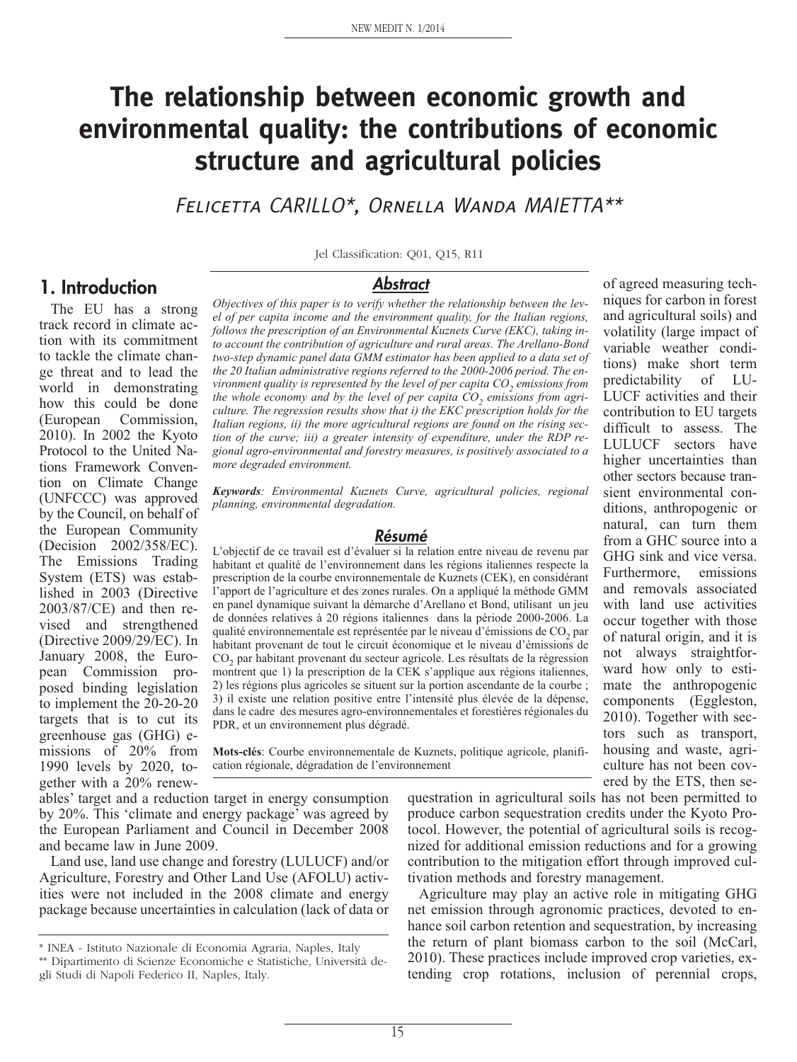# The relationship between economic growth and environmental quality: the contributions of economic structure and agricultural policies

Felicetta CARILLO*, Ornella Wanda MAIETTA**

Jel Classification: Q01, Q15, R11

## Abstract

*Objectives of this paper is to verify whether the relationship between the level of per capita income and the environment quality, for the Italian regions, follows the prescription of an Environmental Kuznets Curve (EKC), taking into account the contribution of agricultural and rural areas. The Arellano-Bond two-step dynamic panel data GMM estimator has been applied to a data set of the 20 Italian administrative regions referred to the 2000-2006 period. The environment quality is represented by the level of per capita $CO_2$ emissions from the whole economy and by the level of per capita $CO_2$ emissions from agriculture. The regression results show that i) the EKC prescription holds for the Italian regions, ii) the more agricultural regions are found on the rising section of the curve; iii) a greater intensity of expenditure, under the RDP regional agro-environmental and forestry measures, is positively associated to a more degraded environment.*

***Keywords**: Environmental Kuznets Curve, agricultural policies, regional planning, environmental degradation.*

## Résumé

L'objectif de ce travail est d'évaluer si la relation entre niveau de revenu par habitant et qualité de l'environnement dans les régions italiennes respecte la prescription de la courbe environnementale de Kuznets (CEK), en considérant l'apport de l'agriculture et des zones rurales. On a appliqué la méthode GMM en panel dynamique suivant la démarche d'Arellano et Bond, utilisant un jeu de données relatives à 20 régions italiennes dans la période 2000-2006. La qualité environnementale est représentée par le niveau d'émissions de $CO_2$ par habitant provenant de tout le circuit économique et le niveau d'émissions de $CO_2$ par habitant provenant du secteur agricole. Les résultats de la régression montrent que 1) la prescription de la CEK s'applique aux régions italiennes, 2) les régions plus agricoles se situent sur la portion ascendante de la courbe ; 3) il existe une relation positive entre l'intensité plus élevée de la dépense, dans le cadre des mesures agro-environnementales et forestières régionales du PDR, et un environnement plus dégradé.

**Mots-clés**: Courbe environnementale de Kuznets, politique agricole, planification régionale, dégradation de l'environnement

## 1. Introduction

The EU has a strong track record in climate action with its commitment to tackle the climate change threat and to lead the world in demonstrating how this could be done (European Commission, 2010). In 2002 the Kyoto Protocol to the United Nations Framework Convention on Climate Change (UNFCCC) was approved by the Council, on behalf of the European Community (Decision 2002/358/EC). The Emissions Trading System (ETS) was established in 2003 (Directive 2003/87/CE) and then revised and strengthened (Directive 2009/29/EC). In January 2008, the European Commission proposed binding legislation to implement the 20-20-20 targets that is to cut its greenhouse gas (GHG) emissions of 20% from 1990 levels by 2020, together with a 20% renewables' target and a reduction target in energy consumption by 20%. This 'climate and energy package' was agreed by the European Parliament and Council in December 2008 and became law in June 2009.

Land use, land use change and forestry (LULUCF) and/or Agriculture, Forestry and Other Land Use (AFOLU) activities were not included in the 2008 climate and energy package because uncertainties in calculation (lack of data or of agreed measuring techniques for carbon in forest and agricultural soils) and volatility (large impact of variable weather conditions) make short term predictability of LULUCF activities and their contribution to EU targets difficult to assess. The LULUCF sectors have higher uncertainties than other sectors because transient environmental conditions, anthropogenic or natural, can turn them from a GHC source into a GHG sink and vice versa. Furthermore, emissions and removals associated with land use activities occur together with those of natural origin, and it is not always straightforward how only to estimate the anthropogenic components (Eggleston, 2010). Together with sectors such as transport, housing and waste, agriculture has not been covered by the ETS, then sequestration in agricultural soils has not been permitted to produce carbon sequestration credits under the Kyoto Protocol. However, the potential of agricultural soils is recognized for additional emission reductions and for a growing contribution to the mitigation effort through improved cultivation methods and forestry management.

Agriculture may play an active role in mitigating GHG net emission through agronomic practices, devoted to enhance soil carbon retention and sequestration, by increasing the return of plant biomass carbon to the soil (McCarl, 2010). These practices include improved crop varieties, extending crop rotations, inclusion of perennial crops,

---

* INEA - Istituto Nazionale di Economia Agraria, Naples, Italy

** Dipartimento di Scienze Economiche e Statistiche, Università degli Studi di Napoli Federico II, Naples, Italy.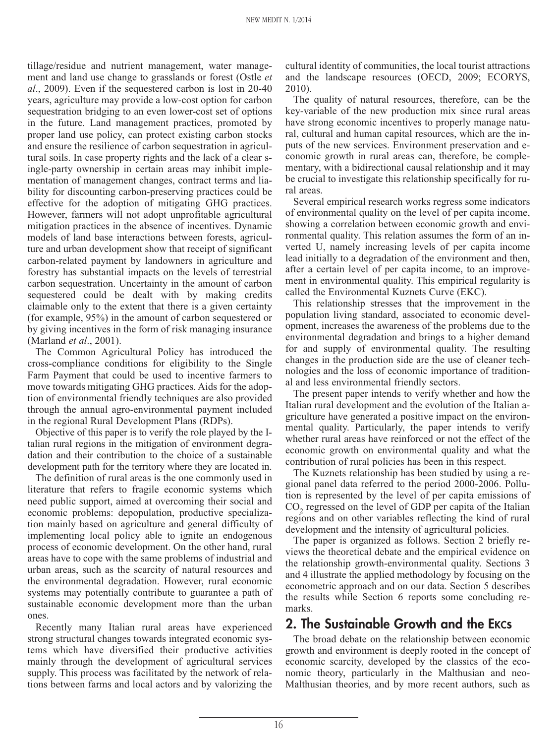tillage/residue and nutrient management, water management and land use change to grasslands or forest (Ostle *et al*., 2009). Even if the sequestered carbon is lost in 20-40 years, agriculture may provide a low-cost option for carbon sequestration bridging to an even lower-cost set of options in the future. Land management practices, promoted by proper land use policy, can protect existing carbon stocks and ensure the resilience of carbon sequestration in agricultural soils. In case property rights and the lack of a clear single-party ownership in certain areas may inhibit implementation of management changes, contract terms and liability for discounting carbon-preserving practices could be effective for the adoption of mitigating GHG practices. However, farmers will not adopt unprofitable agricultural mitigation practices in the absence of incentives. Dynamic models of land base interactions between forests, agriculture and urban development show that receipt of significant carbon-related payment by landowners in agriculture and forestry has substantial impacts on the levels of terrestrial carbon sequestration. Uncertainty in the amount of carbon sequestered could be dealt with by making credits claimable only to the extent that there is a given certainty (for example, 95%) in the amount of carbon sequestered or by giving incentives in the form of risk managing insurance (Marland *et al*., 2001).

The Common Agricultural Policy has introduced the cross-compliance conditions for eligibility to the Single Farm Payment that could be used to incentive farmers to move towards mitigating GHG practices. Aids for the adoption of environmental friendly techniques are also provided through the annual agro-environmental payment included in the regional Rural Development Plans (RDPs).

Objective of this paper is to verify the role played by the Italian rural regions in the mitigation of environment degradation and their contribution to the choice of a sustainable development path for the territory where they are located in.

The definition of rural areas is the one commonly used in literature that refers to fragile economic systems which need public support, aimed at overcoming their social and economic problems: depopulation, productive specialization mainly based on agriculture and general difficulty of implementing local policy able to ignite an endogenous process of economic development. On the other hand, rural areas have to cope with the same problems of industrial and urban areas, such as the scarcity of natural resources and the environmental degradation. However, rural economic systems may potentially contribute to guarantee a path of sustainable economic development more than the urban ones.

Recently many Italian rural areas have experienced strong structural changes towards integrated economic systems which have diversified their productive activities mainly through the development of agricultural services supply. This process was facilitated by the network of relations between farms and local actors and by valorizing the cultural identity of communities, the local tourist attractions and the landscape resources (OECD, 2009; ECORYS, 2010).

The quality of natural resources, therefore, can be the key-variable of the new production mix since rural areas have strong economic incentives to properly manage natural, cultural and human capital resources, which are the inputs of the new services. Environment preservation and economic growth in rural areas can, therefore, be complementary, with a bidirectional causal relationship and it may be crucial to investigate this relationship specifically for rural areas.

Several empirical research works regress some indicators of environmental quality on the level of per capita income, showing a correlation between economic growth and environmental quality. This relation assumes the form of an inverted U, namely increasing levels of per capita income lead initially to a degradation of the environment and then, after a certain level of per capita income, to an improvement in environmental quality. This empirical regularity is called the Environmental Kuznets Curve (EKC).

This relationship stresses that the improvement in the population living standard, associated to economic development, increases the awareness of the problems due to the environmental degradation and brings to a higher demand for and supply of environmental quality. The resulting changes in the production side are the use of cleaner technologies and the loss of economic importance of traditional and less environmental friendly sectors.

The present paper intends to verify whether and how the Italian rural development and the evolution of the Italian agriculture have generated a positive impact on the environmental quality. Particularly, the paper intends to verify whether rural areas have reinforced or not the effect of the economic growth on environmental quality and what the contribution of rural policies has been in this respect.

The Kuznets relationship has been studied by using a regional panel data referred to the period 2000-2006. Pollution is represented by the level of per capita emissions of $CO_2$ regressed on the level of GDP per capita of the Italian regions and on other variables reflecting the kind of rural development and the intensity of agricultural policies.

The paper is organized as follows. Section 2 briefly reviews the theoretical debate and the empirical evidence on the relationship growth-environmental quality. Sections 3 and 4 illustrate the applied methodology by focusing on the econometric approach and on our data. Section 5 describes the results while Section 6 reports some concluding remarks.

## 2. The Sustainable Growth and the EKCs

The broad debate on the relationship between economic growth and environment is deeply rooted in the concept of economic scarcity, developed by the classics of the economic theory, particularly in the Malthusian and neo-Malthusian theories, and by more recent authors, such as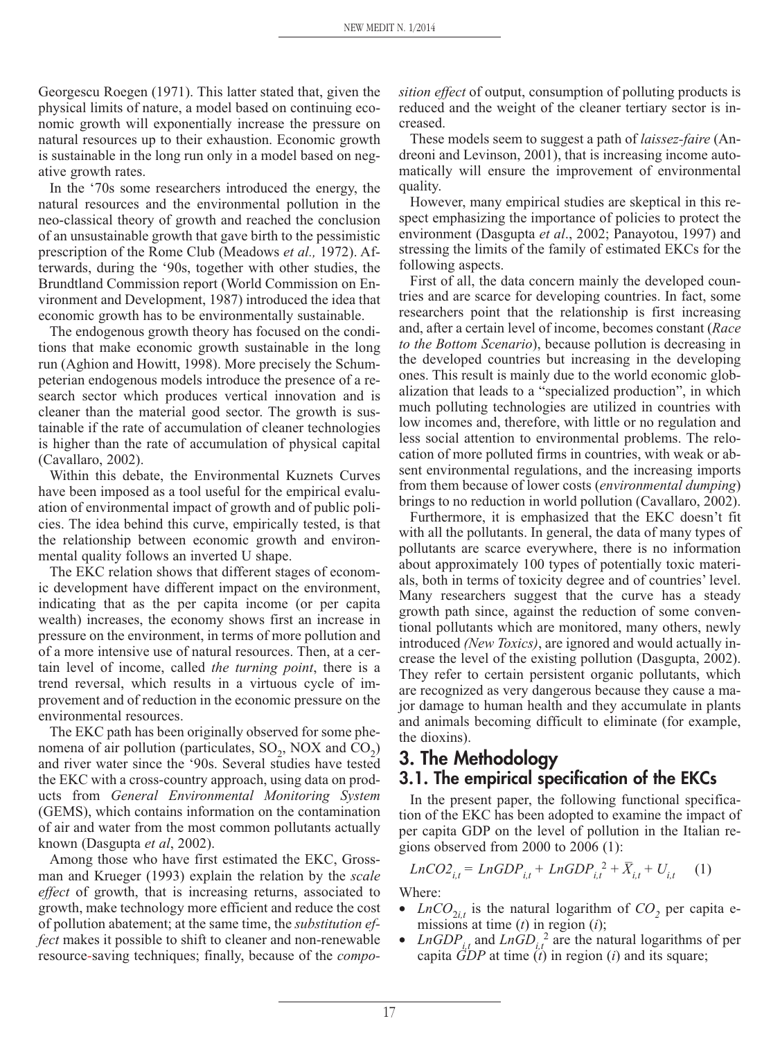Georgescu Roegen (1971). This latter stated that, given the physical limits of nature, a model based on continuing economic growth will exponentially increase the pressure on natural resources up to their exhaustion. Economic growth is sustainable in the long run only in a model based on negative growth rates.

In the '70s some researchers introduced the energy, the natural resources and the environmental pollution in the neo-classical theory of growth and reached the conclusion of an unsustainable growth that gave birth to the pessimistic prescription of the Rome Club (Meadows *et al.,* 1972). Afterwards, during the '90s, together with other studies, the Brundtland Commission report (World Commission on Environment and Development, 1987) introduced the idea that economic growth has to be environmentally sustainable.

The endogenous growth theory has focused on the conditions that make economic growth sustainable in the long run (Aghion and Howitt, 1998). More precisely the Schumpeterian endogenous models introduce the presence of a research sector which produces vertical innovation and is cleaner than the material good sector. The growth is sustainable if the rate of accumulation of cleaner technologies is higher than the rate of accumulation of physical capital (Cavallaro, 2002).

Within this debate, the Environmental Kuznets Curves have been imposed as a tool useful for the empirical evaluation of environmental impact of growth and of public policies. The idea behind this curve, empirically tested, is that the relationship between economic growth and environmental quality follows an inverted U shape.

The EKC relation shows that different stages of economic development have different impact on the environment, indicating that as the per capita income (or per capita wealth) increases, the economy shows first an increase in pressure on the environment, in terms of more pollution and of a more intensive use of natural resources. Then, at a certain level of income, called *the turning point*, there is a trend reversal, which results in a virtuous cycle of improvement and of reduction in the economic pressure on the environmental resources.

The EKC path has been originally observed for some phenomena of air pollution (particulates, $SO_2$, NOX and $CO_2$) and river water since the '90s. Several studies have tested the EKC with a cross-country approach, using data on products from *General Environmental Monitoring System* (GEMS), which contains information on the contamination of air and water from the most common pollutants actually known (Dasgupta *et al*, 2002).

Among those who have first estimated the EKC, Grossman and Krueger (1993) explain the relation by the *scale effect* of growth, that is increasing returns, associated to growth, make technology more efficient and reduce the cost of pollution abatement; at the same time, the *substitution effect* makes it possible to shift to cleaner and non-renewable resource-saving techniques; finally, because of the *composition effect* of output, consumption of polluting products is reduced and the weight of the cleaner tertiary sector is increased.

These models seem to suggest a path of *laissez-faire* (Andreoni and Levinson, 2001), that is increasing income automatically will ensure the improvement of environmental quality.

However, many empirical studies are skeptical in this respect emphasizing the importance of policies to protect the environment (Dasgupta *et al*., 2002; Panayotou, 1997) and stressing the limits of the family of estimated EKCs for the following aspects.

First of all, the data concern mainly the developed countries and are scarce for developing countries. In fact, some researchers point that the relationship is first increasing and, after a certain level of income, becomes constant (*Race to the Bottom Scenario*), because pollution is decreasing in the developed countries but increasing in the developing ones. This result is mainly due to the world economic globalization that leads to a "specialized production", in which much polluting technologies are utilized in countries with low incomes and, therefore, with little or no regulation and less social attention to environmental problems. The relocation of more polluted firms in countries, with weak or absent environmental regulations, and the increasing imports from them because of lower costs (*environmental dumping*) brings to no reduction in world pollution (Cavallaro, 2002).

Furthermore, it is emphasized that the EKC doesn't fit with all the pollutants. In general, the data of many types of pollutants are scarce everywhere, there is no information about approximately 100 types of potentially toxic materials, both in terms of toxicity degree and of countries' level. Many researchers suggest that the curve has a steady growth path since, against the reduction of some conventional pollutants which are monitored, many others, newly introduced *(New Toxics)*, are ignored and would actually increase the level of the existing pollution (Dasgupta, 2002). They refer to certain persistent organic pollutants, which are recognized as very dangerous because they cause a major damage to human health and they accumulate in plants and animals becoming difficult to eliminate (for example, the dioxins).

## 3. The Methodology

### 3.1. The empirical specification of the EKCs

In the present paper, the following functional specification of the EKC has been adopted to examine the impact of per capita GDP on the level of pollution in the Italian regions observed from 2000 to 2006 (1):

$$LnCO2_{i,t} = LnGDP_{i,t} + LnGDP_{i,t}^{\ 2} + \bar{X}_{i,t} + U_{i,t} \qquad (1)$$

Where:

- $LnCO_{2i,t}$ is the natural logarithm of $CO_2$ per capita emissions at time ($t$) in region ($i$);
- $LnGDP_{i,t}$ and $LnGD_{i,t}^{\ 2}$ are the natural logarithms of per capita $GDP$ at time ($t$) in region ($i$) and its square;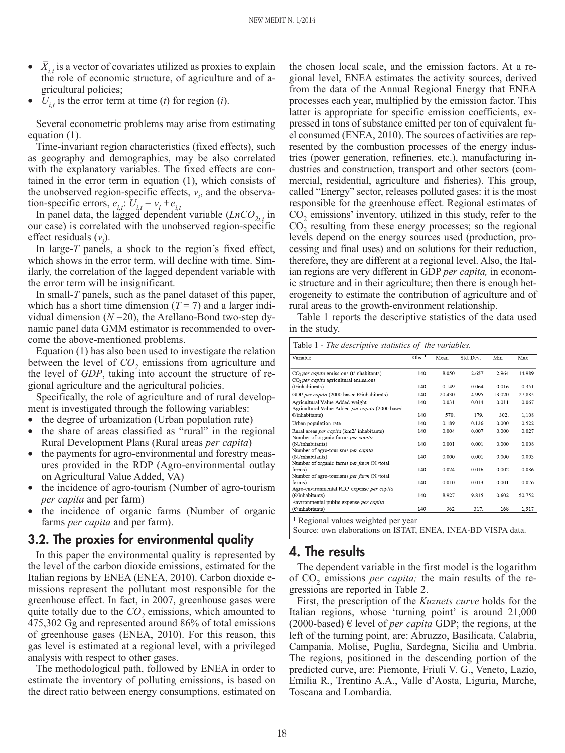- $\bar{X}_{i,t}$ is a vector of covariates utilized as proxies to explain the role of economic structure, of agriculture and of agricultural policies;
- $U_{i,t}$ is the error term at time ($t$) for region ($i$).

Several econometric problems may arise from estimating equation (1).

Time-invariant region characteristics (fixed effects), such as geography and demographics, may be also correlated with the explanatory variables. The fixed effects are contained in the error term in equation (1), which consists of the unobserved region-specific effects, $v_i$, and the observation-specific errors, $e_{i,t}$: $U_{i,t} = v_i + e_{i,t}$

In panel data, the lagged dependent variable ($LnCO_{2i,t}$ in our case) is correlated with the unobserved region-specific effect residuals ($v_i$).

In large-$T$ panels, a shock to the region's fixed effect, which shows in the error term, will decline with time. Similarly, the correlation of the lagged dependent variable with the error term will be insignificant.

In small-$T$ panels, such as the panel dataset of this paper, which has a short time dimension ($T = 7$) and a larger individual dimension ($N = 20$), the Arellano-Bond two-step dynamic panel data GMM estimator is recommended to overcome the above-mentioned problems.

Equation (1) has also been used to investigate the relation between the level of $CO_2$ emissions from agriculture and the level of $GDP$, taking into account the structure of regional agriculture and the agricultural policies.

Specifically, the role of agriculture and of rural development is investigated through the following variables:

- the degree of urbanization (Urban population rate)
- the share of areas classified as "rural" in the regional Rural Development Plans (Rural areas *per capita*)
- the payments for agro-environmental and forestry measures provided in the RDP (Agro-environmental outlay on Agricultural Value Added, VA)
- the incidence of agro-tourism (Number of agro-tourism *per capita* and per farm)
- the incidence of organic farms (Number of organic farms *per capita* and per farm).

## 3.2. The proxies for environmental quality

In this paper the environmental quality is represented by the level of the carbon dioxide emissions, estimated for the Italian regions by ENEA (ENEA, 2010). Carbon dioxide emissions represent the pollutant most responsible for the greenhouse effect. In fact, in 2007, greenhouse gases were quite totally due to the $CO_2$ emissions, which amounted to 475,302 Gg and represented around 86% of total emissions of greenhouse gases (ENEA, 2010). For this reason, this gas level is estimated at a regional level, with a privileged analysis with respect to other gases.

The methodological path, followed by ENEA in order to estimate the inventory of polluting emissions, is based on the direct ratio between energy consumptions, estimated on the chosen local scale, and the emission factors. At a regional level, ENEA estimates the activity sources, derived from the data of the Annual Regional Energy that ENEA processes each year, multiplied by the emission factor. This latter is appropriate for specific emission coefficients, expressed in tons of substance emitted per ton of equivalent fuel consumed (ENEA, 2010). The sources of activities are represented by the combustion processes of the energy industries (power generation, refineries, etc.), manufacturing industries and construction, transport and other sectors (commercial, residential, agriculture and fisheries). This group, called "Energy" sector, releases polluted gases: it is the most responsible for the greenhouse effect. Regional estimates of $CO_2$ emissions' inventory, utilized in this study, refer to the $CO_2$ resulting from these energy processes; so the regional levels depend on the energy sources used (production, processing and final uses) and on solutions for their reduction, therefore, they are different at a regional level. Also, the Italian regions are very different in GDP *per capita,* in economic structure and in their agriculture; then there is enough heterogeneity to estimate the contribution of agriculture and of rural areas to the growth-environment relationship.

Table 1 reports the descriptive statistics of the data used in the study.

Table 1 - *The descriptive statistics of the variables.*

| Variable | Obs. [1] | Mean | Std. Dev. | Min | Max |
|---|---|---|---|---|---|
| $CO_2$ *per capita* emissions (t/inhabitants) | 140 | 8.050 | 2.657 | 2.964 | 14.989 |
| $CO_2$ *per capita* agricultural emissions (t/inhabitants) | 140 | 0.149 | 0.064 | 0.016 | 0.351 |
| GDP *per capita* (2000 based €/inhabitants) | 140 | 20,430 | 4,995 | 13,020 | 27,885 |
| Agricultural Value Added weight | 140 | 0.031 | 0.014 | 0.011 | 0.067 |
| Agricultural Value Added *per capita* (2000 based €/inhabitants) | 140 | 570. | 179. | 302. | 1,108 |
| Urban population rate | 140 | 0.189 | 0.136 | 0.000 | 0.522 |
| Rural areas *per capita* (km2/ inhabitants) | 140 | 0.004 | 0.007 | 0.000 | 0.027 |
| Number of organic farms *per capita* (N./inhabitants) | 140 | 0.001 | 0.001 | 0.000 | 0.008 |
| Number of agro-tourisms *per capita* (N./inhabitants) | 140 | 0.000 | 0.001 | 0.000 | 0.003 |
| Number of organic farms *per farm* (N./total farms) | 140 | 0.024 | 0.016 | 0.002 | 0.086 |
| Number of agro-tourisms *per farm* (N./total farms) | 140 | 0.010 | 0.013 | 0.001 | 0.076 |
| Agro-environmental RDP expense *per capita* (€/inhabitants) | 140 | 8.927 | 9.815 | 0.602 | 50.752 |
| Environmental public expense *per capita* (€/inhabitants) | 140 | 362 | 317. | 168 | 1,917 |

[1] Regional values weighted per year

Source: own elaborations on ISTAT, ENEA, INEA-BD VISPA data.

## 4. The results

The dependent variable in the first model is the logarithm of $CO_2$ emissions *per capita;* the main results of the regressions are reported in Table 2.

First, the prescription of the *Kuznets curve* holds for the Italian regions, whose 'turning point' is around 21,000 (2000-based) € level of *per capita* GDP; the regions, at the left of the turning point, are: Abruzzo, Basilicata, Calabria, Campania, Molise, Puglia, Sardegna, Sicilia and Umbria. The regions, positioned in the descending portion of the predicted curve, are: Piemonte, Friuli V. G., Veneto, Lazio, Emilia R., Trentino A.A., Valle d'Aosta, Liguria, Marche, Toscana and Lombardia.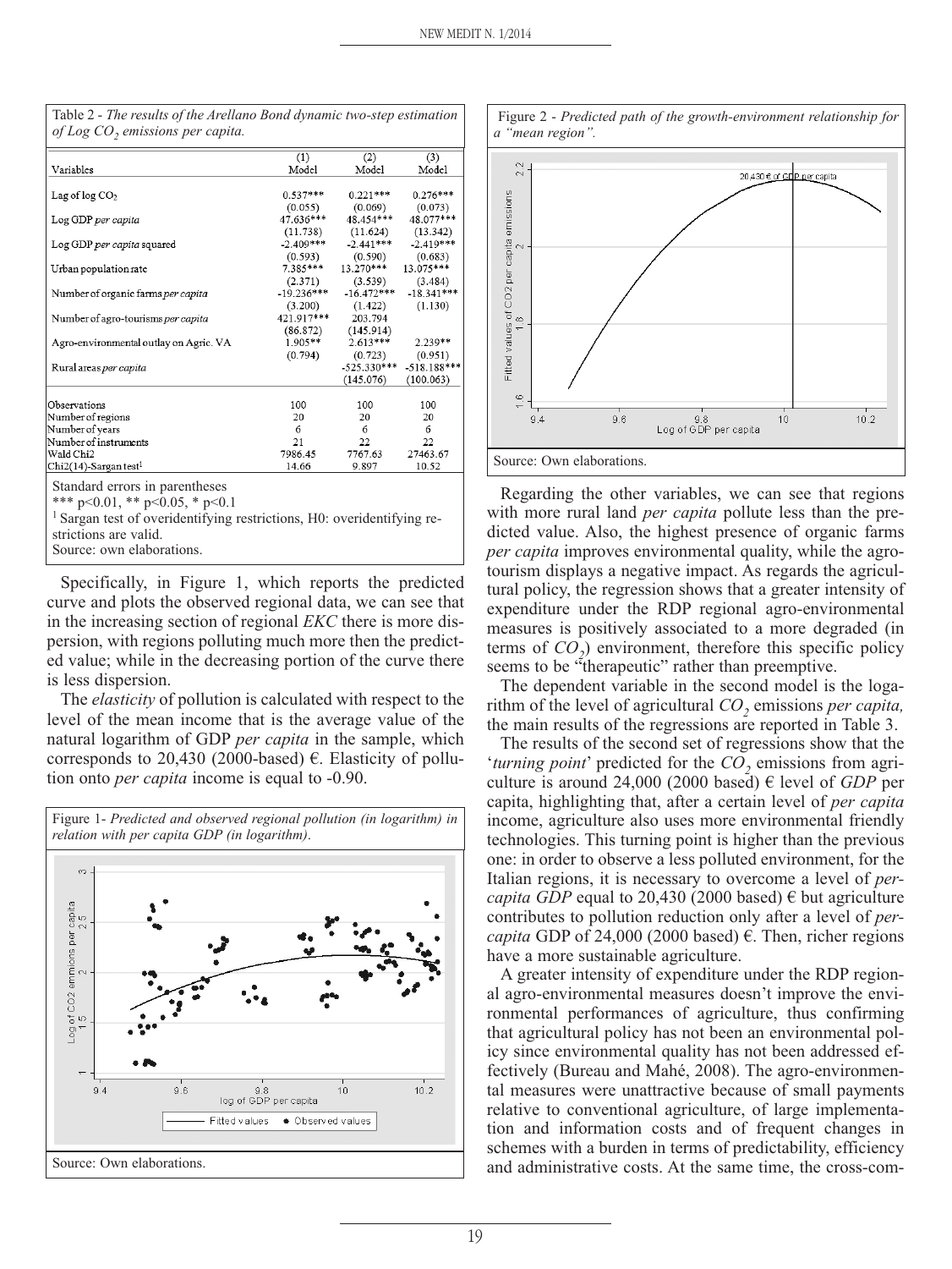Table 2 - *The results of the Arellano Bond dynamic two-step estimation of Log $CO_2$ emissions per capita.*

| Variables | (1) Model | (2) Model | (3) Model |
|---|---|---|---|
| Lag of log $CO_2$ | 0.537*** | 0.221*** | 0.276*** |
| | (0.055) | (0.069) | (0.073) |
| Log GDP *per capita* | 47.636*** | 48.454*** | 48.077*** |
| | (11.738) | (11.624) | (13.342) |
| Log GDP *per capita* squared | -2.409*** | -2.441*** | -2.419*** |
| | (0.593) | (0.590) | (0.683) |
| Urban population rate | 7.385*** | 13.270*** | 13.075*** |
| | (2.371) | (3.539) | (3.484) |
| Number of organic farms *per capita* | -19.236*** | -16.472*** | -18.341*** |
| | (3.200) | (1.422) | (1.130) |
| Number of agro-tourisms *per capita* | 421.917*** | 203.794 | |
| | (86.872) | (145.914) | |
| Agro-environmental outlay on Agric. VA | 1.905** | 2.613*** | 2.239** |
| | (0.794) | (0.723) | (0.951) |
| Rural areas *per capita* | | -525.330*** | -518.188*** |
| | | (145.076) | (100.063) |
| Observations | 100 | 100 | 100 |
| Number of regions | 20 | 20 | 20 |
| Number of years | 6 | 6 | 6 |
| Number of instruments | 21 | 22 | 22 |
| Wald Chi2 | 7986.45 | 7767.63 | 27463.67 |
| Chi2(14)-Sargan test[1] | 14.66 | 9.897 | 10.52 |

Standard errors in parentheses
*** p<0.01, ** p<0.05, * p<0.1
[1] Sargan test of overidentifying restrictions, H0: overidentifying restrictions are valid.
Source: own elaborations.

Specifically, in Figure 1, which reports the predicted curve and plots the observed regional data, we can see that in the increasing section of regional *EKC* there is more dispersion, with regions polluting much more then the predicted value; while in the decreasing portion of the curve there is less dispersion.

The *elasticity* of pollution is calculated with respect to the level of the mean income that is the average value of the natural logarithm of GDP *per capita* in the sample, which corresponds to 20,430 (2000-based) €. Elasticity of pollution onto *per capita* income is equal to -0.90.

Figure 1- *Predicted and observed regional pollution (in logarithm) in relation with per capita GDP (in logarithm).*

Source: Own elaborations.

Figure 2 - *Predicted path of the growth-environment relationship for a "mean region".*

Source: Own elaborations.

Regarding the other variables, we can see that regions with more rural land *per capita* pollute less than the predicted value. Also, the highest presence of organic farms *per capita* improves environmental quality, while the agro-tourism displays a negative impact. As regards the agricultural policy, the regression shows that a greater intensity of expenditure under the RDP regional agro-environmental measures is positively associated to a more degraded (in terms of $CO_2$) environment, therefore this specific policy seems to be "therapeutic" rather than preemptive.

The dependent variable in the second model is the logarithm of the level of agricultural $CO_2$ emissions *per capita,* the main results of the regressions are reported in Table 3.

The results of the second set of regressions show that the '*turning point*' predicted for the $CO_2$ emissions from agriculture is around 24,000 (2000 based) € level of *GDP* per capita, highlighting that, after a certain level of *per capita* income, agriculture also uses more environmental friendly technologies. This turning point is higher than the previous one: in order to observe a less polluted environment, for the Italian regions, it is necessary to overcome a level of *per-capita GDP* equal to 20,430 (2000 based) € but agriculture contributes to pollution reduction only after a level of *per-capita* GDP of 24,000 (2000 based) €. Then, richer regions have a more sustainable agriculture.

A greater intensity of expenditure under the RDP regional agro-environmental measures doesn't improve the environmental performances of agriculture, thus confirming that agricultural policy has not been an environmental policy since environmental quality has not been addressed effectively (Bureau and Mahé, 2008). The agro-environmental measures were unattractive because of small payments relative to conventional agriculture, of large implementation and information costs and of frequent changes in schemes with a burden in terms of predictability, efficiency and administrative costs. At the same time, the cross-com-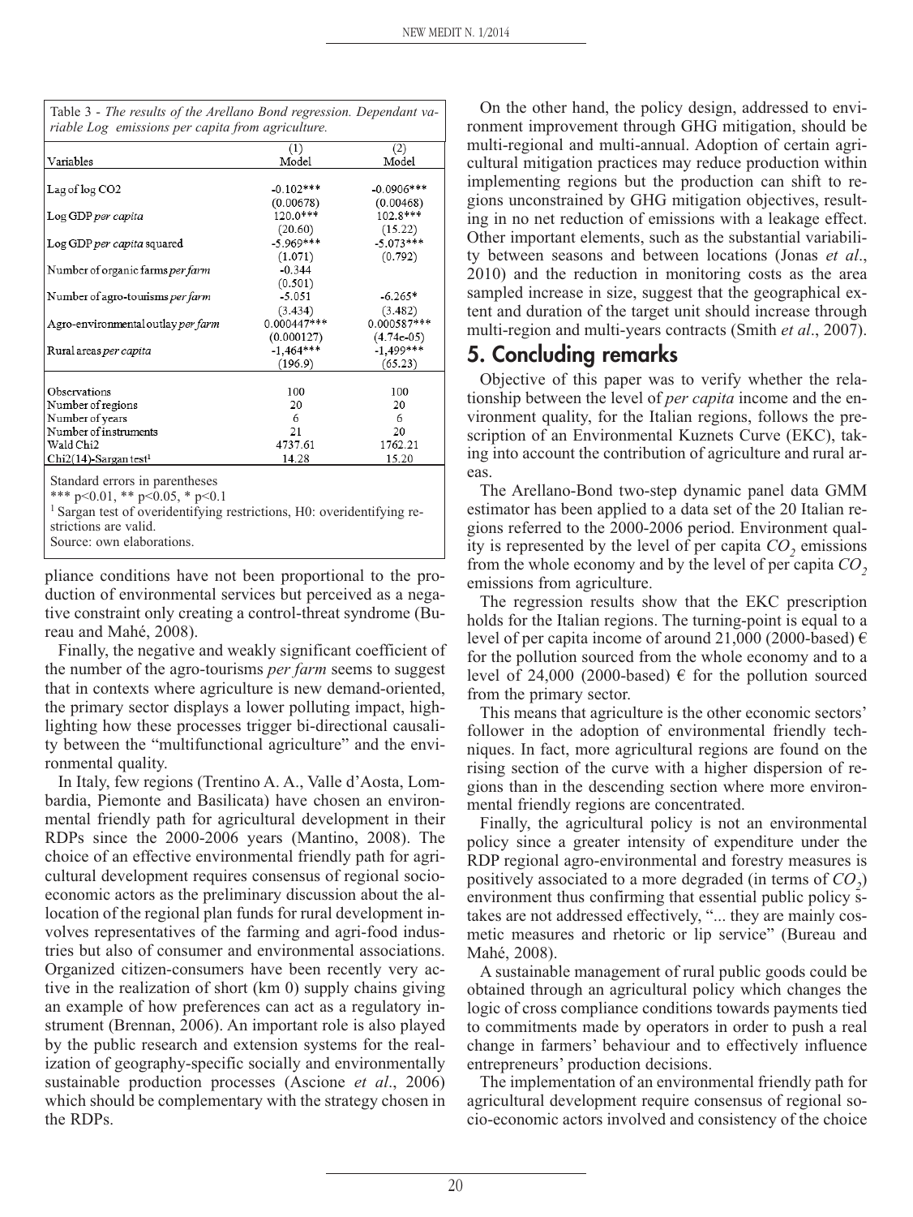Table 3 - *The results of the Arellano Bond regression. Dependant variable Log emissions per capita from agriculture.*

| Variables | (1) Model | (2) Model |
|---|---|---|
| Lag of log CO2 | -0.102*** | -0.0906*** |
| | (0.00678) | (0.00468) |
| Log GDP *per capita* | 120.0*** | 102.8*** |
| | (20.60) | (15.22) |
| Log GDP *per capita* squared | -5.969*** | -5.073*** |
| | (1.071) | (0.792) |
| Number of organic farms *per farm* | -0.344 | |
| | (0.501) | |
| Number of agro-tourisms *per farm* | -5.051 | -6.265* |
| | (3.434) | (3.482) |
| Agro-environmental outlay *per farm* | 0.000447*** | 0.000587*** |
| | (0.000127) | (4.74e-05) |
| Rural areas *per capita* | -1,464*** | -1,499*** |
| | (196.9) | (65.23) |
| Observations | 100 | 100 |
| Number of regions | 20 | 20 |
| Number of years | 6 | 6 |
| Number of instruments | 21 | 20 |
| Wald Chi2 | 4737.61 | 1762.21 |
| Chi2(14)-Sargan test[1] | 14.28 | 15.20 |

Standard errors in parentheses
*** p<0.01, ** p<0.05, * p<0.1
[1] Sargan test of overidentifying restrictions, H0: overidentifying restrictions are valid.
Source: own elaborations.

pliance conditions have not been proportional to the production of environmental services but perceived as a negative constraint only creating a control-threat syndrome (Bureau and Mahé, 2008).

Finally, the negative and weakly significant coefficient of the number of the agro-tourisms *per farm* seems to suggest that in contexts where agriculture is new demand-oriented, the primary sector displays a lower polluting impact, highlighting how these processes trigger bi-directional causality between the "multifunctional agriculture" and the environmental quality.

In Italy, few regions (Trentino A. A., Valle d'Aosta, Lombardia, Piemonte and Basilicata) have chosen an environmental friendly path for agricultural development in their RDPs since the 2000-2006 years (Mantino, 2008). The choice of an effective environmental friendly path for agricultural development requires consensus of regional socio-economic actors as the preliminary discussion about the allocation of the regional plan funds for rural development involves representatives of the farming and agri-food industries but also of consumer and environmental associations. Organized citizen-consumers have been recently very active in the realization of short (km 0) supply chains giving an example of how preferences can act as a regulatory instrument (Brennan, 2006). An important role is also played by the public research and extension systems for the realization of geography-specific socially and environmentally sustainable production processes (Ascione *et al*., 2006) which should be complementary with the strategy chosen in the RDPs.

On the other hand, the policy design, addressed to environment improvement through GHG mitigation, should be multi-regional and multi-annual. Adoption of certain agricultural mitigation practices may reduce production within implementing regions but the production can shift to regions unconstrained by GHG mitigation objectives, resulting in no net reduction of emissions with a leakage effect. Other important elements, such as the substantial variability between seasons and between locations (Jonas *et al*., 2010) and the reduction in monitoring costs as the area sampled increase in size, suggest that the geographical extent and duration of the target unit should increase through multi-region and multi-years contracts (Smith *et al*., 2007).

## 5. Concluding remarks

Objective of this paper was to verify whether the relationship between the level of *per capita* income and the environment quality, for the Italian regions, follows the prescription of an Environmental Kuznets Curve (EKC), taking into account the contribution of agriculture and rural areas.

The Arellano-Bond two-step dynamic panel data GMM estimator has been applied to a data set of the 20 Italian regions referred to the 2000-2006 period. Environment quality is represented by the level of per capita $CO_2$ emissions from the whole economy and by the level of per capita $CO_2$ emissions from agriculture.

The regression results show that the EKC prescription holds for the Italian regions. The turning-point is equal to a level of per capita income of around 21,000 (2000-based) € for the pollution sourced from the whole economy and to a level of 24,000 (2000-based) € for the pollution sourced from the primary sector.

This means that agriculture is the other economic sectors' follower in the adoption of environmental friendly techniques. In fact, more agricultural regions are found on the rising section of the curve with a higher dispersion of regions than in the descending section where more environmental friendly regions are concentrated.

Finally, the agricultural policy is not an environmental policy since a greater intensity of expenditure under the RDP regional agro-environmental and forestry measures is positively associated to a more degraded (in terms of $CO_2$) environment thus confirming that essential public policy stakes are not addressed effectively, "... they are mainly cosmetic measures and rhetoric or lip service" (Bureau and Mahé, 2008).

A sustainable management of rural public goods could be obtained through an agricultural policy which changes the logic of cross compliance conditions towards payments tied to commitments made by operators in order to push a real change in farmers' behaviour and to effectively influence entrepreneurs' production decisions.

The implementation of an environmental friendly path for agricultural development require consensus of regional socio-economic actors involved and consistency of the choice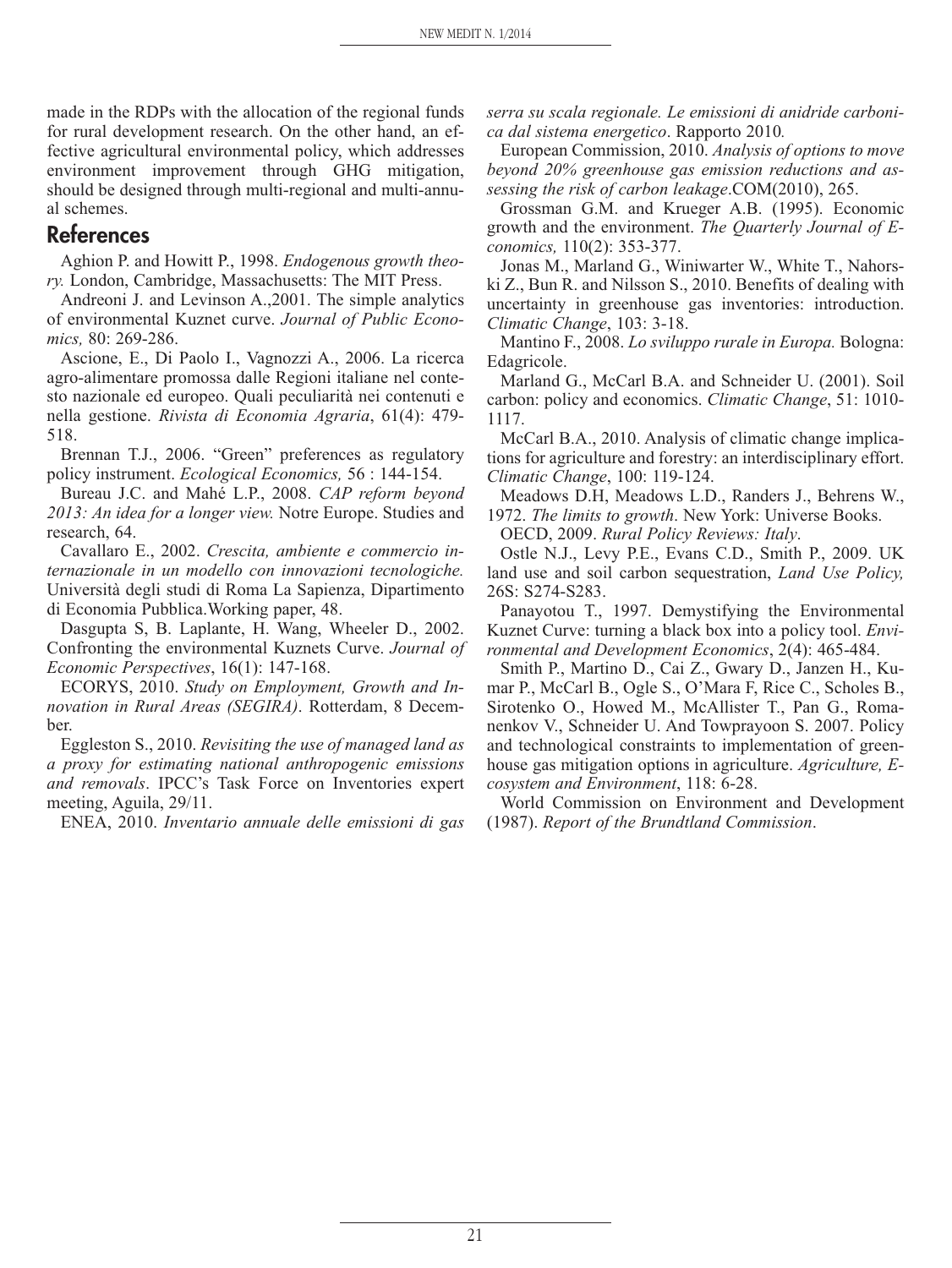made in the RDPs with the allocation of the regional funds for rural development research. On the other hand, an effective agricultural environmental policy, which addresses environment improvement through GHG mitigation, should be designed through multi-regional and multi-annual schemes.

## References

Aghion P. and Howitt P., 1998. *Endogenous growth theory.* London, Cambridge, Massachusetts: The MIT Press.

Andreoni J. and Levinson A.,2001. The simple analytics of environmental Kuznet curve. *Journal of Public Economics,* 80: 269-286.

Ascione, E., Di Paolo I., Vagnozzi A., 2006. La ricerca agro-alimentare promossa dalle Regioni italiane nel contesto nazionale ed europeo. Quali peculiarità nei contenuti e nella gestione. *Rivista di Economia Agraria*, 61(4): 479-518.

Brennan T.J., 2006. "Green" preferences as regulatory policy instrument. *Ecological Economics,* 56 : 144-154.

Bureau J.C. and Mahé L.P., 2008. *CAP reform beyond 2013: An idea for a longer view.* Notre Europe. Studies and research, 64.

Cavallaro E., 2002. *Crescita, ambiente e commercio internazionale in un modello con innovazioni tecnologiche.* Università degli studi di Roma La Sapienza, Dipartimento di Economia Pubblica.Working paper, 48.

Dasgupta S, B. Laplante, H. Wang, Wheeler D., 2002. Confronting the environmental Kuznets Curve. *Journal of Economic Perspectives*, 16(1): 147-168.

ECORYS, 2010. *Study on Employment, Growth and Innovation in Rural Areas (SEGIRA)*. Rotterdam, 8 December.

Eggleston S., 2010. *Revisiting the use of managed land as a proxy for estimating national anthropogenic emissions and removals*. IPCC's Task Force on Inventories expert meeting, Aguila, 29/11.

ENEA, 2010. *Inventario annuale delle emissioni di gas serra su scala regionale. Le emissioni di anidride carbonica dal sistema energetico*. Rapporto 2010*.*

European Commission, 2010. *Analysis of options to move beyond 20% greenhouse gas emission reductions and assessing the risk of carbon leakage*.COM(2010), 265.

Grossman G.M. and Krueger A.B. (1995). Economic growth and the environment. *The Quarterly Journal of Economics,* 110(2): 353-377.

Jonas M., Marland G., Winiwarter W., White T., Nahorski Z., Bun R. and Nilsson S., 2010. Benefits of dealing with uncertainty in greenhouse gas inventories: introduction. *Climatic Change*, 103: 3-18.

Mantino F., 2008. *Lo sviluppo rurale in Europa.* Bologna: Edagricole.

Marland G., McCarl B.A. and Schneider U. (2001). Soil carbon: policy and economics. *Climatic Change*, 51: 1010-1117.

McCarl B.A., 2010. Analysis of climatic change implications for agriculture and forestry: an interdisciplinary effort. *Climatic Change*, 100: 119-124.

Meadows D.H, Meadows L.D., Randers J., Behrens W., 1972. *The limits to growth*. New York: Universe Books.

OECD, 2009. *Rural Policy Reviews: Italy*.

Ostle N.J., Levy P.E., Evans C.D., Smith P., 2009. UK land use and soil carbon sequestration, *Land Use Policy,* 26S: S274-S283.

Panayotou T., 1997. Demystifying the Environmental Kuznet Curve: turning a black box into a policy tool. *Environmental and Development Economics*, 2(4): 465-484.

Smith P., Martino D., Cai Z., Gwary D., Janzen H., Kumar P., McCarl B., Ogle S., O'Mara F, Rice C., Scholes B., Sirotenko O., Howed M., McAllister T., Pan G., Romanenkov V., Schneider U. And Towprayoon S. 2007. Policy and technological constraints to implementation of greenhouse gas mitigation options in agriculture. *Agriculture, Ecosystem and Environment*, 118: 6-28.

World Commission on Environment and Development (1987). *Report of the Brundtland Commission*.